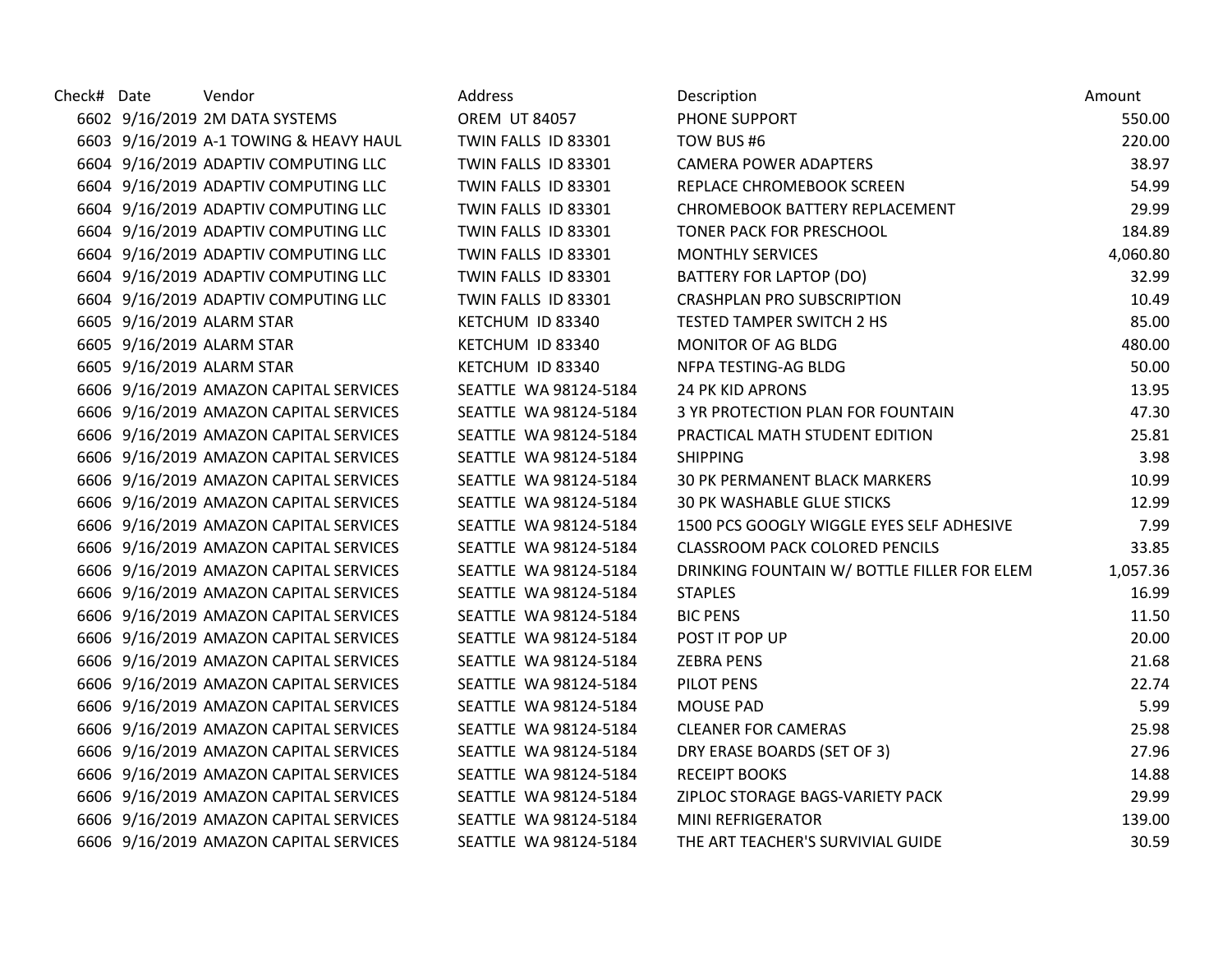| Check# | Date | Vendor | Address | Description | Amount |
|---|---|---|---|---|---|
| 6602 | 9/16/2019 | 2M DATA SYSTEMS | OREM UT 84057 | PHONE SUPPORT | 550.00 |
| 6603 | 9/16/2019 | A-1 TOWING & HEAVY HAUL | TWIN FALLS ID 83301 | TOW BUS #6 | 220.00 |
| 6604 | 9/16/2019 | ADAPTIV COMPUTING LLC | TWIN FALLS ID 83301 | CAMERA POWER ADAPTERS | 38.97 |
| 6604 | 9/16/2019 | ADAPTIV COMPUTING LLC | TWIN FALLS ID 83301 | REPLACE CHROMEBOOK SCREEN | 54.99 |
| 6604 | 9/16/2019 | ADAPTIV COMPUTING LLC | TWIN FALLS ID 83301 | CHROMEBOOK BATTERY REPLACEMENT | 29.99 |
| 6604 | 9/16/2019 | ADAPTIV COMPUTING LLC | TWIN FALLS ID 83301 | TONER PACK FOR PRESCHOOL | 184.89 |
| 6604 | 9/16/2019 | ADAPTIV COMPUTING LLC | TWIN FALLS ID 83301 | MONTHLY SERVICES | 4,060.80 |
| 6604 | 9/16/2019 | ADAPTIV COMPUTING LLC | TWIN FALLS ID 83301 | BATTERY FOR LAPTOP (DO) | 32.99 |
| 6604 | 9/16/2019 | ADAPTIV COMPUTING LLC | TWIN FALLS ID 83301 | CRASHPLAN PRO SUBSCRIPTION | 10.49 |
| 6605 | 9/16/2019 | ALARM STAR | KETCHUM ID 83340 | TESTED TAMPER SWITCH 2 HS | 85.00 |
| 6605 | 9/16/2019 | ALARM STAR | KETCHUM ID 83340 | MONITOR OF AG BLDG | 480.00 |
| 6605 | 9/16/2019 | ALARM STAR | KETCHUM ID 83340 | NFPA TESTING-AG BLDG | 50.00 |
| 6606 | 9/16/2019 | AMAZON CAPITAL SERVICES | SEATTLE WA 98124-5184 | 24 PK KID APRONS | 13.95 |
| 6606 | 9/16/2019 | AMAZON CAPITAL SERVICES | SEATTLE WA 98124-5184 | 3 YR PROTECTION PLAN FOR FOUNTAIN | 47.30 |
| 6606 | 9/16/2019 | AMAZON CAPITAL SERVICES | SEATTLE WA 98124-5184 | PRACTICAL MATH STUDENT EDITION | 25.81 |
| 6606 | 9/16/2019 | AMAZON CAPITAL SERVICES | SEATTLE WA 98124-5184 | SHIPPING | 3.98 |
| 6606 | 9/16/2019 | AMAZON CAPITAL SERVICES | SEATTLE WA 98124-5184 | 30 PK PERMANENT BLACK MARKERS | 10.99 |
| 6606 | 9/16/2019 | AMAZON CAPITAL SERVICES | SEATTLE WA 98124-5184 | 30 PK WASHABLE GLUE STICKS | 12.99 |
| 6606 | 9/16/2019 | AMAZON CAPITAL SERVICES | SEATTLE WA 98124-5184 | 1500 PCS GOOGLY WIGGLE EYES SELF ADHESIVE | 7.99 |
| 6606 | 9/16/2019 | AMAZON CAPITAL SERVICES | SEATTLE WA 98124-5184 | CLASSROOM PACK COLORED PENCILS | 33.85 |
| 6606 | 9/16/2019 | AMAZON CAPITAL SERVICES | SEATTLE WA 98124-5184 | DRINKING FOUNTAIN W/ BOTTLE FILLER FOR ELEM | 1,057.36 |
| 6606 | 9/16/2019 | AMAZON CAPITAL SERVICES | SEATTLE WA 98124-5184 | STAPLES | 16.99 |
| 6606 | 9/16/2019 | AMAZON CAPITAL SERVICES | SEATTLE WA 98124-5184 | BIC PENS | 11.50 |
| 6606 | 9/16/2019 | AMAZON CAPITAL SERVICES | SEATTLE WA 98124-5184 | POST IT POP UP | 20.00 |
| 6606 | 9/16/2019 | AMAZON CAPITAL SERVICES | SEATTLE WA 98124-5184 | ZEBRA PENS | 21.68 |
| 6606 | 9/16/2019 | AMAZON CAPITAL SERVICES | SEATTLE WA 98124-5184 | PILOT PENS | 22.74 |
| 6606 | 9/16/2019 | AMAZON CAPITAL SERVICES | SEATTLE WA 98124-5184 | MOUSE PAD | 5.99 |
| 6606 | 9/16/2019 | AMAZON CAPITAL SERVICES | SEATTLE WA 98124-5184 | CLEANER FOR CAMERAS | 25.98 |
| 6606 | 9/16/2019 | AMAZON CAPITAL SERVICES | SEATTLE WA 98124-5184 | DRY ERASE BOARDS (SET OF 3) | 27.96 |
| 6606 | 9/16/2019 | AMAZON CAPITAL SERVICES | SEATTLE WA 98124-5184 | RECEIPT BOOKS | 14.88 |
| 6606 | 9/16/2019 | AMAZON CAPITAL SERVICES | SEATTLE WA 98124-5184 | ZIPLOC STORAGE BAGS-VARIETY PACK | 29.99 |
| 6606 | 9/16/2019 | AMAZON CAPITAL SERVICES | SEATTLE WA 98124-5184 | MINI REFRIGERATOR | 139.00 |
| 6606 | 9/16/2019 | AMAZON CAPITAL SERVICES | SEATTLE WA 98124-5184 | THE ART TEACHER'S SURVIVIAL GUIDE | 30.59 |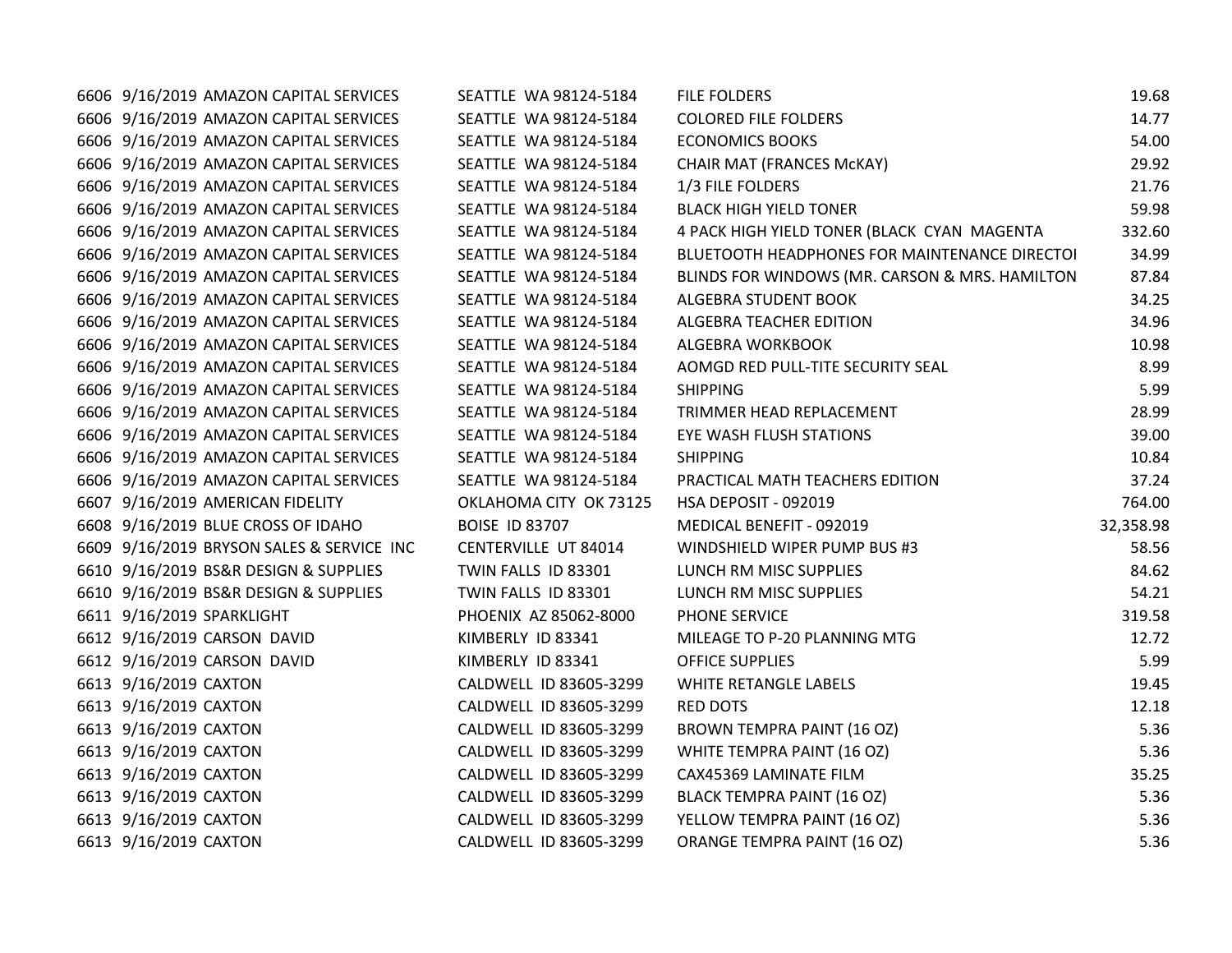| | | | | | |
|---|---|---|---|---|---|
| 6606 | 9/16/2019 | AMAZON CAPITAL SERVICES | SEATTLE WA 98124-5184 | FILE FOLDERS | 19.68 |
| 6606 | 9/16/2019 | AMAZON CAPITAL SERVICES | SEATTLE WA 98124-5184 | COLORED FILE FOLDERS | 14.77 |
| 6606 | 9/16/2019 | AMAZON CAPITAL SERVICES | SEATTLE WA 98124-5184 | ECONOMICS BOOKS | 54.00 |
| 6606 | 9/16/2019 | AMAZON CAPITAL SERVICES | SEATTLE WA 98124-5184 | CHAIR MAT (FRANCES McKAY) | 29.92 |
| 6606 | 9/16/2019 | AMAZON CAPITAL SERVICES | SEATTLE WA 98124-5184 | 1/3 FILE FOLDERS | 21.76 |
| 6606 | 9/16/2019 | AMAZON CAPITAL SERVICES | SEATTLE WA 98124-5184 | BLACK HIGH YIELD TONER | 59.98 |
| 6606 | 9/16/2019 | AMAZON CAPITAL SERVICES | SEATTLE WA 98124-5184 | 4 PACK HIGH YIELD TONER (BLACK CYAN MAGENTA | 332.60 |
| 6606 | 9/16/2019 | AMAZON CAPITAL SERVICES | SEATTLE WA 98124-5184 | BLUETOOTH HEADPHONES FOR MAINTENANCE DIRECTOI | 34.99 |
| 6606 | 9/16/2019 | AMAZON CAPITAL SERVICES | SEATTLE WA 98124-5184 | BLINDS FOR WINDOWS (MR. CARSON & MRS. HAMILTON | 87.84 |
| 6606 | 9/16/2019 | AMAZON CAPITAL SERVICES | SEATTLE WA 98124-5184 | ALGEBRA STUDENT BOOK | 34.25 |
| 6606 | 9/16/2019 | AMAZON CAPITAL SERVICES | SEATTLE WA 98124-5184 | ALGEBRA TEACHER EDITION | 34.96 |
| 6606 | 9/16/2019 | AMAZON CAPITAL SERVICES | SEATTLE WA 98124-5184 | ALGEBRA WORKBOOK | 10.98 |
| 6606 | 9/16/2019 | AMAZON CAPITAL SERVICES | SEATTLE WA 98124-5184 | AOMGD RED PULL-TITE SECURITY SEAL | 8.99 |
| 6606 | 9/16/2019 | AMAZON CAPITAL SERVICES | SEATTLE WA 98124-5184 | SHIPPING | 5.99 |
| 6606 | 9/16/2019 | AMAZON CAPITAL SERVICES | SEATTLE WA 98124-5184 | TRIMMER HEAD REPLACEMENT | 28.99 |
| 6606 | 9/16/2019 | AMAZON CAPITAL SERVICES | SEATTLE WA 98124-5184 | EYE WASH FLUSH STATIONS | 39.00 |
| 6606 | 9/16/2019 | AMAZON CAPITAL SERVICES | SEATTLE WA 98124-5184 | SHIPPING | 10.84 |
| 6606 | 9/16/2019 | AMAZON CAPITAL SERVICES | SEATTLE WA 98124-5184 | PRACTICAL MATH TEACHERS EDITION | 37.24 |
| 6607 | 9/16/2019 | AMERICAN FIDELITY | OKLAHOMA CITY OK 73125 | HSA DEPOSIT - 092019 | 764.00 |
| 6608 | 9/16/2019 | BLUE CROSS OF IDAHO | BOISE ID 83707 | MEDICAL BENEFIT - 092019 | 32,358.98 |
| 6609 | 9/16/2019 | BRYSON SALES & SERVICE INC | CENTERVILLE UT 84014 | WINDSHIELD WIPER PUMP BUS #3 | 58.56 |
| 6610 | 9/16/2019 | BS&R DESIGN & SUPPLIES | TWIN FALLS ID 83301 | LUNCH RM MISC SUPPLIES | 84.62 |
| 6610 | 9/16/2019 | BS&R DESIGN & SUPPLIES | TWIN FALLS ID 83301 | LUNCH RM MISC SUPPLIES | 54.21 |
| 6611 | 9/16/2019 | SPARKLIGHT | PHOENIX AZ 85062-8000 | PHONE SERVICE | 319.58 |
| 6612 | 9/16/2019 | CARSON DAVID | KIMBERLY ID 83341 | MILEAGE TO P-20 PLANNING MTG | 12.72 |
| 6612 | 9/16/2019 | CARSON DAVID | KIMBERLY ID 83341 | OFFICE SUPPLIES | 5.99 |
| 6613 | 9/16/2019 | CAXTON | CALDWELL ID 83605-3299 | WHITE RETANGLE LABELS | 19.45 |
| 6613 | 9/16/2019 | CAXTON | CALDWELL ID 83605-3299 | RED DOTS | 12.18 |
| 6613 | 9/16/2019 | CAXTON | CALDWELL ID 83605-3299 | BROWN TEMPRA PAINT (16 OZ) | 5.36 |
| 6613 | 9/16/2019 | CAXTON | CALDWELL ID 83605-3299 | WHITE TEMPRA PAINT (16 OZ) | 5.36 |
| 6613 | 9/16/2019 | CAXTON | CALDWELL ID 83605-3299 | CAX45369 LAMINATE FILM | 35.25 |
| 6613 | 9/16/2019 | CAXTON | CALDWELL ID 83605-3299 | BLACK TEMPRA PAINT (16 OZ) | 5.36 |
| 6613 | 9/16/2019 | CAXTON | CALDWELL ID 83605-3299 | YELLOW TEMPRA PAINT (16 OZ) | 5.36 |
| 6613 | 9/16/2019 | CAXTON | CALDWELL ID 83605-3299 | ORANGE TEMPRA PAINT (16 OZ) | 5.36 |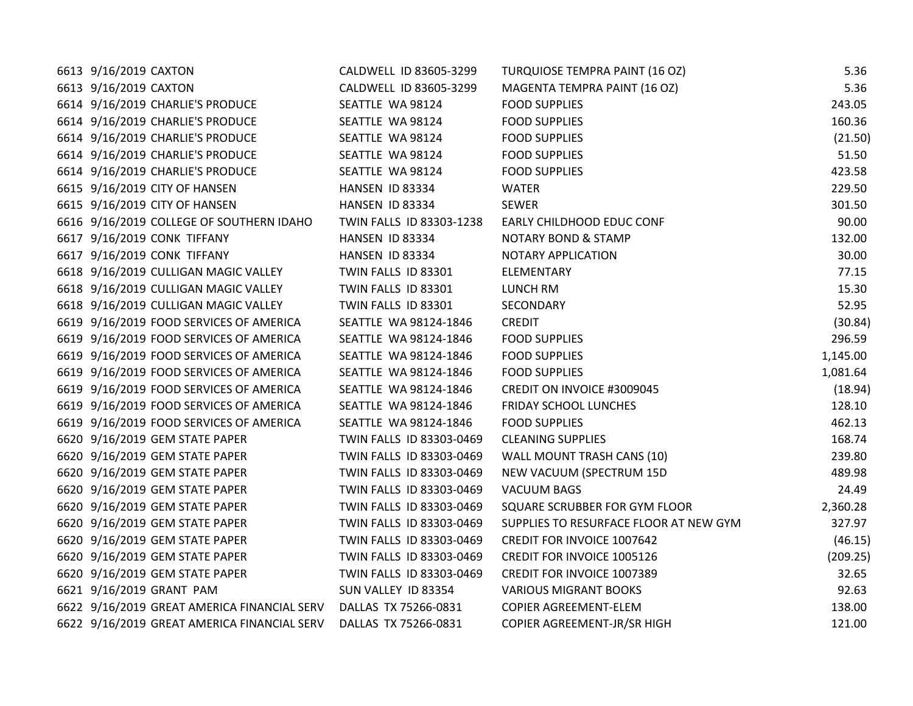| | | | | | |
|---|---|---|---|---|---|
| 6613 | 9/16/2019 | CAXTON | CALDWELL ID 83605-3299 | TURQUIOSE TEMPRA PAINT (16 OZ) | 5.36 |
| 6613 | 9/16/2019 | CAXTON | CALDWELL ID 83605-3299 | MAGENTA TEMPRA PAINT (16 OZ) | 5.36 |
| 6614 | 9/16/2019 | CHARLIE'S PRODUCE | SEATTLE WA 98124 | FOOD SUPPLIES | 243.05 |
| 6614 | 9/16/2019 | CHARLIE'S PRODUCE | SEATTLE WA 98124 | FOOD SUPPLIES | 160.36 |
| 6614 | 9/16/2019 | CHARLIE'S PRODUCE | SEATTLE WA 98124 | FOOD SUPPLIES | (21.50) |
| 6614 | 9/16/2019 | CHARLIE'S PRODUCE | SEATTLE WA 98124 | FOOD SUPPLIES | 51.50 |
| 6614 | 9/16/2019 | CHARLIE'S PRODUCE | SEATTLE WA 98124 | FOOD SUPPLIES | 423.58 |
| 6615 | 9/16/2019 | CITY OF HANSEN | HANSEN ID 83334 | WATER | 229.50 |
| 6615 | 9/16/2019 | CITY OF HANSEN | HANSEN ID 83334 | SEWER | 301.50 |
| 6616 | 9/16/2019 | COLLEGE OF SOUTHERN IDAHO | TWIN FALLS ID 83303-1238 | EARLY CHILDHOOD EDUC CONF | 90.00 |
| 6617 | 9/16/2019 | CONK TIFFANY | HANSEN ID 83334 | NOTARY BOND & STAMP | 132.00 |
| 6617 | 9/16/2019 | CONK TIFFANY | HANSEN ID 83334 | NOTARY APPLICATION | 30.00 |
| 6618 | 9/16/2019 | CULLIGAN MAGIC VALLEY | TWIN FALLS ID 83301 | ELEMENTARY | 77.15 |
| 6618 | 9/16/2019 | CULLIGAN MAGIC VALLEY | TWIN FALLS ID 83301 | LUNCH RM | 15.30 |
| 6618 | 9/16/2019 | CULLIGAN MAGIC VALLEY | TWIN FALLS ID 83301 | SECONDARY | 52.95 |
| 6619 | 9/16/2019 | FOOD SERVICES OF AMERICA | SEATTLE WA 98124-1846 | CREDIT | (30.84) |
| 6619 | 9/16/2019 | FOOD SERVICES OF AMERICA | SEATTLE WA 98124-1846 | FOOD SUPPLIES | 296.59 |
| 6619 | 9/16/2019 | FOOD SERVICES OF AMERICA | SEATTLE WA 98124-1846 | FOOD SUPPLIES | 1,145.00 |
| 6619 | 9/16/2019 | FOOD SERVICES OF AMERICA | SEATTLE WA 98124-1846 | FOOD SUPPLIES | 1,081.64 |
| 6619 | 9/16/2019 | FOOD SERVICES OF AMERICA | SEATTLE WA 98124-1846 | CREDIT ON INVOICE #3009045 | (18.94) |
| 6619 | 9/16/2019 | FOOD SERVICES OF AMERICA | SEATTLE WA 98124-1846 | FRIDAY SCHOOL LUNCHES | 128.10 |
| 6619 | 9/16/2019 | FOOD SERVICES OF AMERICA | SEATTLE WA 98124-1846 | FOOD SUPPLIES | 462.13 |
| 6620 | 9/16/2019 | GEM STATE PAPER | TWIN FALLS ID 83303-0469 | CLEANING SUPPLIES | 168.74 |
| 6620 | 9/16/2019 | GEM STATE PAPER | TWIN FALLS ID 83303-0469 | WALL MOUNT TRASH CANS (10) | 239.80 |
| 6620 | 9/16/2019 | GEM STATE PAPER | TWIN FALLS ID 83303-0469 | NEW VACUUM (SPECTRUM 15D | 489.98 |
| 6620 | 9/16/2019 | GEM STATE PAPER | TWIN FALLS ID 83303-0469 | VACUUM BAGS | 24.49 |
| 6620 | 9/16/2019 | GEM STATE PAPER | TWIN FALLS ID 83303-0469 | SQUARE SCRUBBER FOR GYM FLOOR | 2,360.28 |
| 6620 | 9/16/2019 | GEM STATE PAPER | TWIN FALLS ID 83303-0469 | SUPPLIES TO RESURFACE FLOOR AT NEW GYM | 327.97 |
| 6620 | 9/16/2019 | GEM STATE PAPER | TWIN FALLS ID 83303-0469 | CREDIT FOR INVOICE 1007642 | (46.15) |
| 6620 | 9/16/2019 | GEM STATE PAPER | TWIN FALLS ID 83303-0469 | CREDIT FOR INVOICE 1005126 | (209.25) |
| 6620 | 9/16/2019 | GEM STATE PAPER | TWIN FALLS ID 83303-0469 | CREDIT FOR INVOICE 1007389 | 32.65 |
| 6621 | 9/16/2019 | GRANT PAM | SUN VALLEY ID 83354 | VARIOUS MIGRANT BOOKS | 92.63 |
| 6622 | 9/16/2019 | GREAT AMERICA FINANCIAL SERV | DALLAS TX 75266-0831 | COPIER AGREEMENT-ELEM | 138.00 |
| 6622 | 9/16/2019 | GREAT AMERICA FINANCIAL SERV | DALLAS TX 75266-0831 | COPIER AGREEMENT-JR/SR HIGH | 121.00 |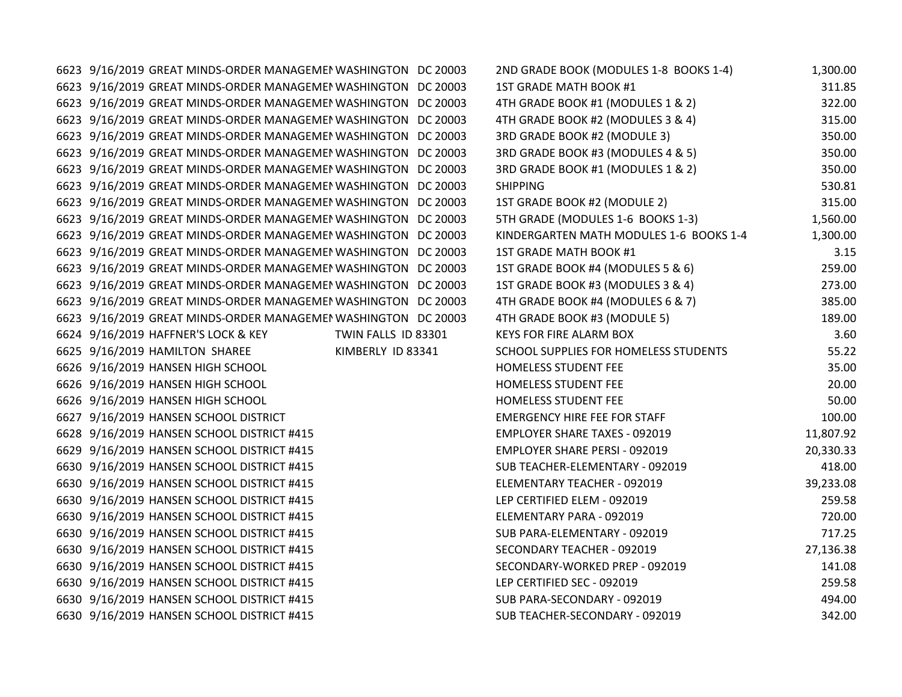| | | | | | |
|---|---|---|---|---|---|
| 6623 | 9/16/2019 | GREAT MINDS-ORDER MANAGEMEN | WASHINGTON DC 20003 | 2ND GRADE BOOK (MODULES 1-8 BOOKS 1-4) | 1,300.00 |
| 6623 | 9/16/2019 | GREAT MINDS-ORDER MANAGEMEN | WASHINGTON DC 20003 | 1ST GRADE MATH BOOK #1 | 311.85 |
| 6623 | 9/16/2019 | GREAT MINDS-ORDER MANAGEMEN | WASHINGTON DC 20003 | 4TH GRADE BOOK #1 (MODULES 1 & 2) | 322.00 |
| 6623 | 9/16/2019 | GREAT MINDS-ORDER MANAGEMEN | WASHINGTON DC 20003 | 4TH GRADE BOOK #2 (MODULES 3 & 4) | 315.00 |
| 6623 | 9/16/2019 | GREAT MINDS-ORDER MANAGEMEN | WASHINGTON DC 20003 | 3RD GRADE BOOK #2 (MODULE 3) | 350.00 |
| 6623 | 9/16/2019 | GREAT MINDS-ORDER MANAGEMEN | WASHINGTON DC 20003 | 3RD GRADE BOOK #3 (MODULES 4 & 5) | 350.00 |
| 6623 | 9/16/2019 | GREAT MINDS-ORDER MANAGEMEN | WASHINGTON DC 20003 | 3RD GRADE BOOK #1 (MODULES 1 & 2) | 350.00 |
| 6623 | 9/16/2019 | GREAT MINDS-ORDER MANAGEMEN | WASHINGTON DC 20003 | SHIPPING | 530.81 |
| 6623 | 9/16/2019 | GREAT MINDS-ORDER MANAGEMEN | WASHINGTON DC 20003 | 1ST GRADE BOOK #2 (MODULE 2) | 315.00 |
| 6623 | 9/16/2019 | GREAT MINDS-ORDER MANAGEMEN | WASHINGTON DC 20003 | 5TH GRADE (MODULES 1-6 BOOKS 1-3) | 1,560.00 |
| 6623 | 9/16/2019 | GREAT MINDS-ORDER MANAGEMEN | WASHINGTON DC 20003 | KINDERGARTEN MATH MODULES 1-6 BOOKS 1-4 | 1,300.00 |
| 6623 | 9/16/2019 | GREAT MINDS-ORDER MANAGEMEN | WASHINGTON DC 20003 | 1ST GRADE MATH BOOK #1 | 3.15 |
| 6623 | 9/16/2019 | GREAT MINDS-ORDER MANAGEMEN | WASHINGTON DC 20003 | 1ST GRADE BOOK #4 (MODULES 5 & 6) | 259.00 |
| 6623 | 9/16/2019 | GREAT MINDS-ORDER MANAGEMEN | WASHINGTON DC 20003 | 1ST GRADE BOOK #3 (MODULES 3 & 4) | 273.00 |
| 6623 | 9/16/2019 | GREAT MINDS-ORDER MANAGEMEN | WASHINGTON DC 20003 | 4TH GRADE BOOK #4 (MODULES 6 & 7) | 385.00 |
| 6623 | 9/16/2019 | GREAT MINDS-ORDER MANAGEMEN | WASHINGTON DC 20003 | 4TH GRADE BOOK #3 (MODULE 5) | 189.00 |
| 6624 | 9/16/2019 | HAFFNER'S LOCK & KEY | TWIN FALLS ID 83301 | KEYS FOR FIRE ALARM BOX | 3.60 |
| 6625 | 9/16/2019 | HAMILTON SHAREE | KIMBERLY ID 83341 | SCHOOL SUPPLIES FOR HOMELESS STUDENTS | 55.22 |
| 6626 | 9/16/2019 | HANSEN HIGH SCHOOL | | HOMELESS STUDENT FEE | 35.00 |
| 6626 | 9/16/2019 | HANSEN HIGH SCHOOL | | HOMELESS STUDENT FEE | 20.00 |
| 6626 | 9/16/2019 | HANSEN HIGH SCHOOL | | HOMELESS STUDENT FEE | 50.00 |
| 6627 | 9/16/2019 | HANSEN SCHOOL DISTRICT | | EMERGENCY HIRE FEE FOR STAFF | 100.00 |
| 6628 | 9/16/2019 | HANSEN SCHOOL DISTRICT #415 | | EMPLOYER SHARE TAXES - 092019 | 11,807.92 |
| 6629 | 9/16/2019 | HANSEN SCHOOL DISTRICT #415 | | EMPLOYER SHARE PERSI - 092019 | 20,330.33 |
| 6630 | 9/16/2019 | HANSEN SCHOOL DISTRICT #415 | | SUB TEACHER-ELEMENTARY - 092019 | 418.00 |
| 6630 | 9/16/2019 | HANSEN SCHOOL DISTRICT #415 | | ELEMENTARY TEACHER - 092019 | 39,233.08 |
| 6630 | 9/16/2019 | HANSEN SCHOOL DISTRICT #415 | | LEP CERTIFIED ELEM - 092019 | 259.58 |
| 6630 | 9/16/2019 | HANSEN SCHOOL DISTRICT #415 | | ELEMENTARY PARA - 092019 | 720.00 |
| 6630 | 9/16/2019 | HANSEN SCHOOL DISTRICT #415 | | SUB PARA-ELEMENTARY - 092019 | 717.25 |
| 6630 | 9/16/2019 | HANSEN SCHOOL DISTRICT #415 | | SECONDARY TEACHER - 092019 | 27,136.38 |
| 6630 | 9/16/2019 | HANSEN SCHOOL DISTRICT #415 | | SECONDARY-WORKED PREP - 092019 | 141.08 |
| 6630 | 9/16/2019 | HANSEN SCHOOL DISTRICT #415 | | LEP CERTIFIED SEC - 092019 | 259.58 |
| 6630 | 9/16/2019 | HANSEN SCHOOL DISTRICT #415 | | SUB PARA-SECONDARY - 092019 | 494.00 |
| 6630 | 9/16/2019 | HANSEN SCHOOL DISTRICT #415 | | SUB TEACHER-SECONDARY - 092019 | 342.00 |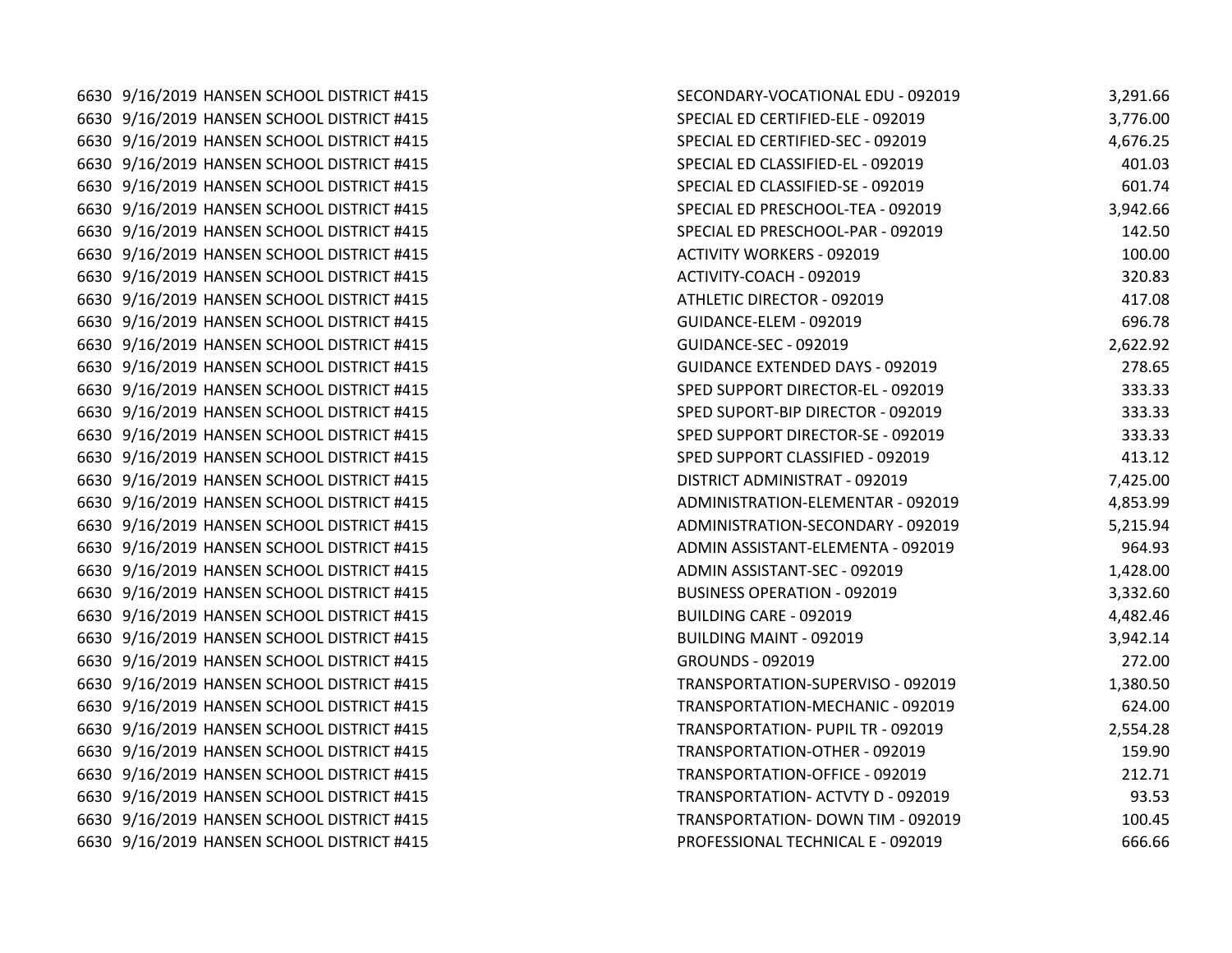| | | | | |
|---|---|---|---|---|
| 6630 | 9/16/2019 | HANSEN SCHOOL DISTRICT #415 | SECONDARY-VOCATIONAL EDU - 092019 | 3,291.66 |
| 6630 | 9/16/2019 | HANSEN SCHOOL DISTRICT #415 | SPECIAL ED CERTIFIED-ELE - 092019 | 3,776.00 |
| 6630 | 9/16/2019 | HANSEN SCHOOL DISTRICT #415 | SPECIAL ED CERTIFIED-SEC - 092019 | 4,676.25 |
| 6630 | 9/16/2019 | HANSEN SCHOOL DISTRICT #415 | SPECIAL ED CLASSIFIED-EL - 092019 | 401.03 |
| 6630 | 9/16/2019 | HANSEN SCHOOL DISTRICT #415 | SPECIAL ED CLASSIFIED-SE - 092019 | 601.74 |
| 6630 | 9/16/2019 | HANSEN SCHOOL DISTRICT #415 | SPECIAL ED PRESCHOOL-TEA - 092019 | 3,942.66 |
| 6630 | 9/16/2019 | HANSEN SCHOOL DISTRICT #415 | SPECIAL ED PRESCHOOL-PAR - 092019 | 142.50 |
| 6630 | 9/16/2019 | HANSEN SCHOOL DISTRICT #415 | ACTIVITY WORKERS - 092019 | 100.00 |
| 6630 | 9/16/2019 | HANSEN SCHOOL DISTRICT #415 | ACTIVITY-COACH - 092019 | 320.83 |
| 6630 | 9/16/2019 | HANSEN SCHOOL DISTRICT #415 | ATHLETIC DIRECTOR - 092019 | 417.08 |
| 6630 | 9/16/2019 | HANSEN SCHOOL DISTRICT #415 | GUIDANCE-ELEM - 092019 | 696.78 |
| 6630 | 9/16/2019 | HANSEN SCHOOL DISTRICT #415 | GUIDANCE-SEC - 092019 | 2,622.92 |
| 6630 | 9/16/2019 | HANSEN SCHOOL DISTRICT #415 | GUIDANCE EXTENDED DAYS - 092019 | 278.65 |
| 6630 | 9/16/2019 | HANSEN SCHOOL DISTRICT #415 | SPED SUPPORT DIRECTOR-EL - 092019 | 333.33 |
| 6630 | 9/16/2019 | HANSEN SCHOOL DISTRICT #415 | SPED SUPORT-BIP DIRECTOR - 092019 | 333.33 |
| 6630 | 9/16/2019 | HANSEN SCHOOL DISTRICT #415 | SPED SUPPORT DIRECTOR-SE - 092019 | 333.33 |
| 6630 | 9/16/2019 | HANSEN SCHOOL DISTRICT #415 | SPED SUPPORT CLASSIFIED - 092019 | 413.12 |
| 6630 | 9/16/2019 | HANSEN SCHOOL DISTRICT #415 | DISTRICT ADMINISTRAT - 092019 | 7,425.00 |
| 6630 | 9/16/2019 | HANSEN SCHOOL DISTRICT #415 | ADMINISTRATION-ELEMENTAR - 092019 | 4,853.99 |
| 6630 | 9/16/2019 | HANSEN SCHOOL DISTRICT #415 | ADMINISTRATION-SECONDARY - 092019 | 5,215.94 |
| 6630 | 9/16/2019 | HANSEN SCHOOL DISTRICT #415 | ADMIN ASSISTANT-ELEMENTA - 092019 | 964.93 |
| 6630 | 9/16/2019 | HANSEN SCHOOL DISTRICT #415 | ADMIN ASSISTANT-SEC - 092019 | 1,428.00 |
| 6630 | 9/16/2019 | HANSEN SCHOOL DISTRICT #415 | BUSINESS OPERATION - 092019 | 3,332.60 |
| 6630 | 9/16/2019 | HANSEN SCHOOL DISTRICT #415 | BUILDING CARE - 092019 | 4,482.46 |
| 6630 | 9/16/2019 | HANSEN SCHOOL DISTRICT #415 | BUILDING MAINT - 092019 | 3,942.14 |
| 6630 | 9/16/2019 | HANSEN SCHOOL DISTRICT #415 | GROUNDS - 092019 | 272.00 |
| 6630 | 9/16/2019 | HANSEN SCHOOL DISTRICT #415 | TRANSPORTATION-SUPERVISO - 092019 | 1,380.50 |
| 6630 | 9/16/2019 | HANSEN SCHOOL DISTRICT #415 | TRANSPORTATION-MECHANIC - 092019 | 624.00 |
| 6630 | 9/16/2019 | HANSEN SCHOOL DISTRICT #415 | TRANSPORTATION- PUPIL TR - 092019 | 2,554.28 |
| 6630 | 9/16/2019 | HANSEN SCHOOL DISTRICT #415 | TRANSPORTATION-OTHER - 092019 | 159.90 |
| 6630 | 9/16/2019 | HANSEN SCHOOL DISTRICT #415 | TRANSPORTATION-OFFICE - 092019 | 212.71 |
| 6630 | 9/16/2019 | HANSEN SCHOOL DISTRICT #415 | TRANSPORTATION- ACTVTY D - 092019 | 93.53 |
| 6630 | 9/16/2019 | HANSEN SCHOOL DISTRICT #415 | TRANSPORTATION- DOWN TIM - 092019 | 100.45 |
| 6630 | 9/16/2019 | HANSEN SCHOOL DISTRICT #415 | PROFESSIONAL TECHNICAL E - 092019 | 666.66 |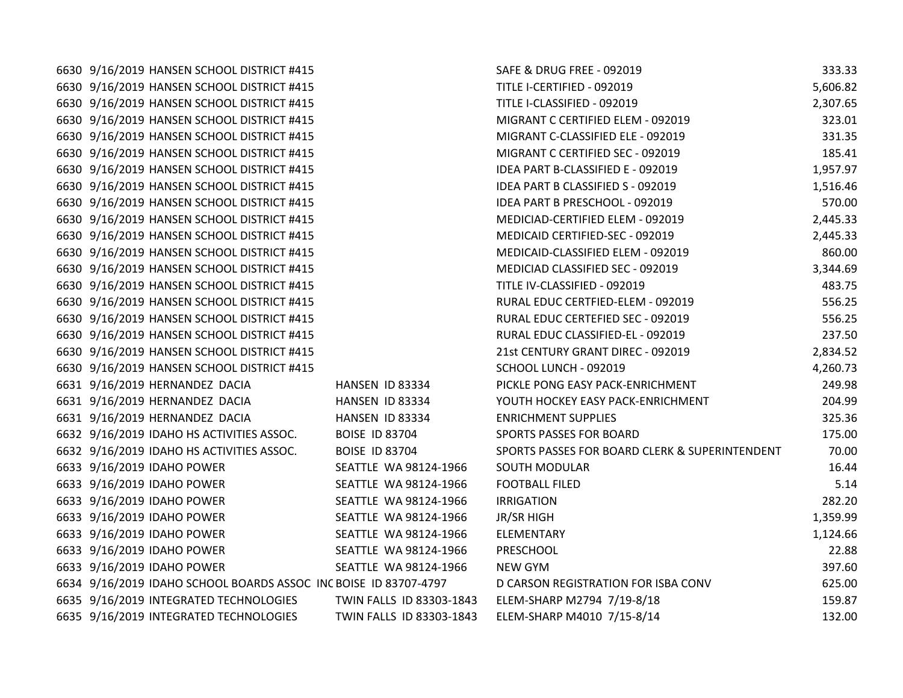| | | | | | |
|---|---|---|---|---|---|
| 6630 | 9/16/2019 | HANSEN SCHOOL DISTRICT #415 | | SAFE & DRUG FREE - 092019 | 333.33 |
| 6630 | 9/16/2019 | HANSEN SCHOOL DISTRICT #415 | | TITLE I-CERTIFIED - 092019 | 5,606.82 |
| 6630 | 9/16/2019 | HANSEN SCHOOL DISTRICT #415 | | TITLE I-CLASSIFIED - 092019 | 2,307.65 |
| 6630 | 9/16/2019 | HANSEN SCHOOL DISTRICT #415 | | MIGRANT C CERTIFIED ELEM - 092019 | 323.01 |
| 6630 | 9/16/2019 | HANSEN SCHOOL DISTRICT #415 | | MIGRANT C-CLASSIFIED ELE - 092019 | 331.35 |
| 6630 | 9/16/2019 | HANSEN SCHOOL DISTRICT #415 | | MIGRANT C CERTIFIED SEC - 092019 | 185.41 |
| 6630 | 9/16/2019 | HANSEN SCHOOL DISTRICT #415 | | IDEA PART B-CLASSIFIED E - 092019 | 1,957.97 |
| 6630 | 9/16/2019 | HANSEN SCHOOL DISTRICT #415 | | IDEA PART B CLASSIFIED S - 092019 | 1,516.46 |
| 6630 | 9/16/2019 | HANSEN SCHOOL DISTRICT #415 | | IDEA PART B PRESCHOOL - 092019 | 570.00 |
| 6630 | 9/16/2019 | HANSEN SCHOOL DISTRICT #415 | | MEDICIAD-CERTIFIED ELEM - 092019 | 2,445.33 |
| 6630 | 9/16/2019 | HANSEN SCHOOL DISTRICT #415 | | MEDICAID CERTIFIED-SEC - 092019 | 2,445.33 |
| 6630 | 9/16/2019 | HANSEN SCHOOL DISTRICT #415 | | MEDICAID-CLASSIFIED ELEM - 092019 | 860.00 |
| 6630 | 9/16/2019 | HANSEN SCHOOL DISTRICT #415 | | MEDICIAD CLASSIFIED SEC - 092019 | 3,344.69 |
| 6630 | 9/16/2019 | HANSEN SCHOOL DISTRICT #415 | | TITLE IV-CLASSIFIED - 092019 | 483.75 |
| 6630 | 9/16/2019 | HANSEN SCHOOL DISTRICT #415 | | RURAL EDUC CERTFIED-ELEM - 092019 | 556.25 |
| 6630 | 9/16/2019 | HANSEN SCHOOL DISTRICT #415 | | RURAL EDUC CERTEFIED SEC - 092019 | 556.25 |
| 6630 | 9/16/2019 | HANSEN SCHOOL DISTRICT #415 | | RURAL EDUC CLASSIFIED-EL - 092019 | 237.50 |
| 6630 | 9/16/2019 | HANSEN SCHOOL DISTRICT #415 | | 21st CENTURY GRANT DIREC - 092019 | 2,834.52 |
| 6630 | 9/16/2019 | HANSEN SCHOOL DISTRICT #415 | | SCHOOL LUNCH - 092019 | 4,260.73 |
| 6631 | 9/16/2019 | HERNANDEZ DACIA | HANSEN ID 83334 | PICKLE PONG EASY PACK-ENRICHMENT | 249.98 |
| 6631 | 9/16/2019 | HERNANDEZ DACIA | HANSEN ID 83334 | YOUTH HOCKEY EASY PACK-ENRICHMENT | 204.99 |
| 6631 | 9/16/2019 | HERNANDEZ DACIA | HANSEN ID 83334 | ENRICHMENT SUPPLIES | 325.36 |
| 6632 | 9/16/2019 | IDAHO HS ACTIVITIES ASSOC. | BOISE ID 83704 | SPORTS PASSES FOR BOARD | 175.00 |
| 6632 | 9/16/2019 | IDAHO HS ACTIVITIES ASSOC. | BOISE ID 83704 | SPORTS PASSES FOR BOARD CLERK & SUPERINTENDENT | 70.00 |
| 6633 | 9/16/2019 | IDAHO POWER | SEATTLE WA 98124-1966 | SOUTH MODULAR | 16.44 |
| 6633 | 9/16/2019 | IDAHO POWER | SEATTLE WA 98124-1966 | FOOTBALL FILED | 5.14 |
| 6633 | 9/16/2019 | IDAHO POWER | SEATTLE WA 98124-1966 | IRRIGATION | 282.20 |
| 6633 | 9/16/2019 | IDAHO POWER | SEATTLE WA 98124-1966 | JR/SR HIGH | 1,359.99 |
| 6633 | 9/16/2019 | IDAHO POWER | SEATTLE WA 98124-1966 | ELEMENTARY | 1,124.66 |
| 6633 | 9/16/2019 | IDAHO POWER | SEATTLE WA 98124-1966 | PRESCHOOL | 22.88 |
| 6633 | 9/16/2019 | IDAHO POWER | SEATTLE WA 98124-1966 | NEW GYM | 397.60 |
| 6634 | 9/16/2019 | IDAHO SCHOOL BOARDS ASSOC INC | BOISE ID 83707-4797 | D CARSON REGISTRATION FOR ISBA CONV | 625.00 |
| 6635 | 9/16/2019 | INTEGRATED TECHNOLOGIES | TWIN FALLS ID 83303-1843 | ELEM-SHARP M2794 7/19-8/18 | 159.87 |
| 6635 | 9/16/2019 | INTEGRATED TECHNOLOGIES | TWIN FALLS ID 83303-1843 | ELEM-SHARP M4010 7/15-8/14 | 132.00 |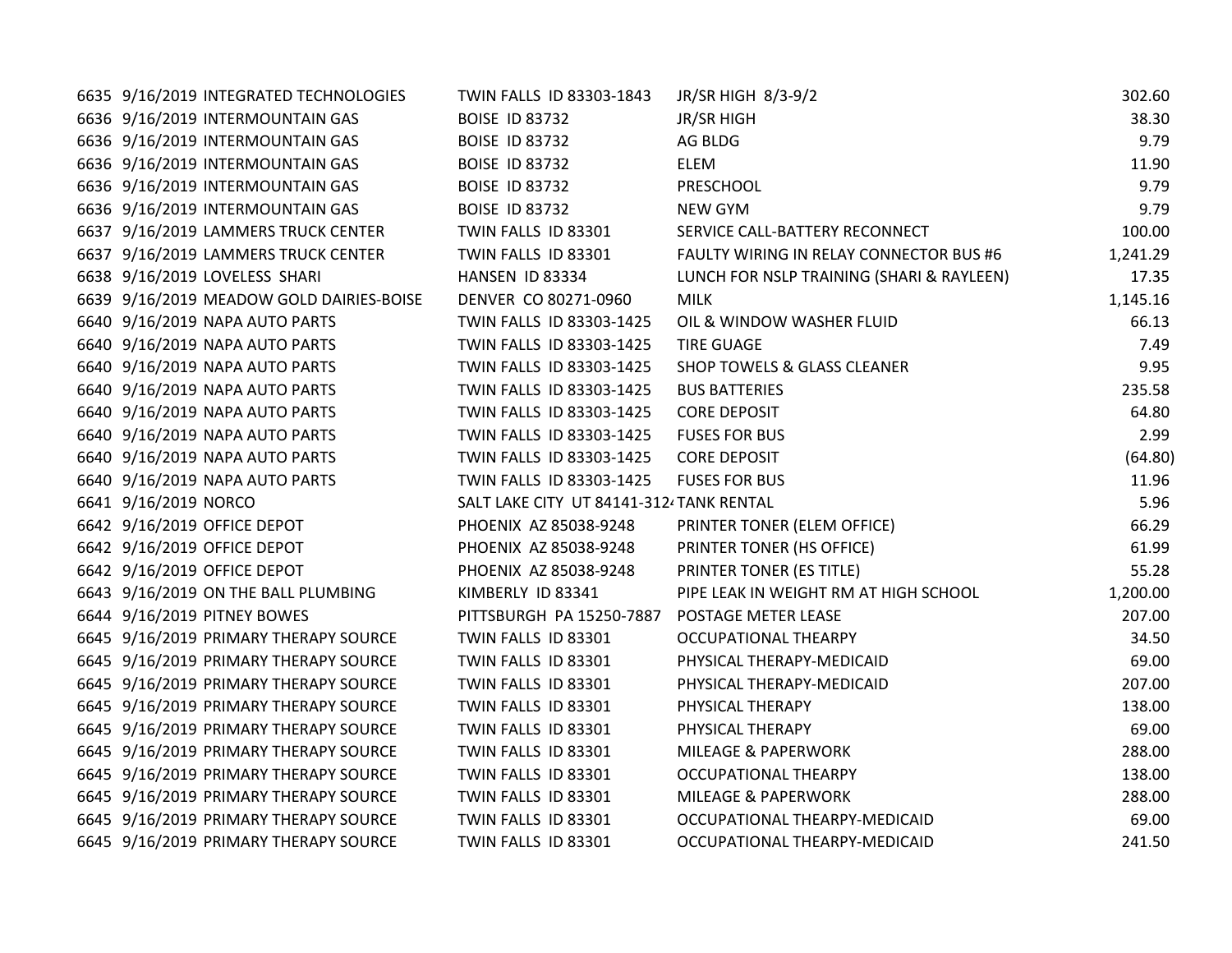| | | | | | |
|---|---|---|---|---|---|
| 6635 | 9/16/2019 | INTEGRATED TECHNOLOGIES | TWIN FALLS ID 83303-1843 | JR/SR HIGH 8/3-9/2 | 302.60 |
| 6636 | 9/16/2019 | INTERMOUNTAIN GAS | BOISE ID 83732 | JR/SR HIGH | 38.30 |
| 6636 | 9/16/2019 | INTERMOUNTAIN GAS | BOISE ID 83732 | AG BLDG | 9.79 |
| 6636 | 9/16/2019 | INTERMOUNTAIN GAS | BOISE ID 83732 | ELEM | 11.90 |
| 6636 | 9/16/2019 | INTERMOUNTAIN GAS | BOISE ID 83732 | PRESCHOOL | 9.79 |
| 6636 | 9/16/2019 | INTERMOUNTAIN GAS | BOISE ID 83732 | NEW GYM | 9.79 |
| 6637 | 9/16/2019 | LAMMERS TRUCK CENTER | TWIN FALLS ID 83301 | SERVICE CALL-BATTERY RECONNECT | 100.00 |
| 6637 | 9/16/2019 | LAMMERS TRUCK CENTER | TWIN FALLS ID 83301 | FAULTY WIRING IN RELAY CONNECTOR BUS #6 | 1,241.29 |
| 6638 | 9/16/2019 | LOVELESS SHARI | HANSEN ID 83334 | LUNCH FOR NSLP TRAINING (SHARI & RAYLEEN) | 17.35 |
| 6639 | 9/16/2019 | MEADOW GOLD DAIRIES-BOISE | DENVER CO 80271-0960 | MILK | 1,145.16 |
| 6640 | 9/16/2019 | NAPA AUTO PARTS | TWIN FALLS ID 83303-1425 | OIL & WINDOW WASHER FLUID | 66.13 |
| 6640 | 9/16/2019 | NAPA AUTO PARTS | TWIN FALLS ID 83303-1425 | TIRE GUAGE | 7.49 |
| 6640 | 9/16/2019 | NAPA AUTO PARTS | TWIN FALLS ID 83303-1425 | SHOP TOWELS & GLASS CLEANER | 9.95 |
| 6640 | 9/16/2019 | NAPA AUTO PARTS | TWIN FALLS ID 83303-1425 | BUS BATTERIES | 235.58 |
| 6640 | 9/16/2019 | NAPA AUTO PARTS | TWIN FALLS ID 83303-1425 | CORE DEPOSIT | 64.80 |
| 6640 | 9/16/2019 | NAPA AUTO PARTS | TWIN FALLS ID 83303-1425 | FUSES FOR BUS | 2.99 |
| 6640 | 9/16/2019 | NAPA AUTO PARTS | TWIN FALLS ID 83303-1425 | CORE DEPOSIT | (64.80) |
| 6640 | 9/16/2019 | NAPA AUTO PARTS | TWIN FALLS ID 83303-1425 | FUSES FOR BUS | 11.96 |
| 6641 | 9/16/2019 | NORCO | SALT LAKE CITY UT 84141-312 | TANK RENTAL | 5.96 |
| 6642 | 9/16/2019 | OFFICE DEPOT | PHOENIX AZ 85038-9248 | PRINTER TONER (ELEM OFFICE) | 66.29 |
| 6642 | 9/16/2019 | OFFICE DEPOT | PHOENIX AZ 85038-9248 | PRINTER TONER (HS OFFICE) | 61.99 |
| 6642 | 9/16/2019 | OFFICE DEPOT | PHOENIX AZ 85038-9248 | PRINTER TONER (ES TITLE) | 55.28 |
| 6643 | 9/16/2019 | ON THE BALL PLUMBING | KIMBERLY ID 83341 | PIPE LEAK IN WEIGHT RM AT HIGH SCHOOL | 1,200.00 |
| 6644 | 9/16/2019 | PITNEY BOWES | PITTSBURGH PA 15250-7887 | POSTAGE METER LEASE | 207.00 |
| 6645 | 9/16/2019 | PRIMARY THERAPY SOURCE | TWIN FALLS ID 83301 | OCCUPATIONAL THEARPY | 34.50 |
| 6645 | 9/16/2019 | PRIMARY THERAPY SOURCE | TWIN FALLS ID 83301 | PHYSICAL THERAPY-MEDICAID | 69.00 |
| 6645 | 9/16/2019 | PRIMARY THERAPY SOURCE | TWIN FALLS ID 83301 | PHYSICAL THERAPY-MEDICAID | 207.00 |
| 6645 | 9/16/2019 | PRIMARY THERAPY SOURCE | TWIN FALLS ID 83301 | PHYSICAL THERAPY | 138.00 |
| 6645 | 9/16/2019 | PRIMARY THERAPY SOURCE | TWIN FALLS ID 83301 | PHYSICAL THERAPY | 69.00 |
| 6645 | 9/16/2019 | PRIMARY THERAPY SOURCE | TWIN FALLS ID 83301 | MILEAGE & PAPERWORK | 288.00 |
| 6645 | 9/16/2019 | PRIMARY THERAPY SOURCE | TWIN FALLS ID 83301 | OCCUPATIONAL THEARPY | 138.00 |
| 6645 | 9/16/2019 | PRIMARY THERAPY SOURCE | TWIN FALLS ID 83301 | MILEAGE & PAPERWORK | 288.00 |
| 6645 | 9/16/2019 | PRIMARY THERAPY SOURCE | TWIN FALLS ID 83301 | OCCUPATIONAL THEARPY-MEDICAID | 69.00 |
| 6645 | 9/16/2019 | PRIMARY THERAPY SOURCE | TWIN FALLS ID 83301 | OCCUPATIONAL THEARPY-MEDICAID | 241.50 |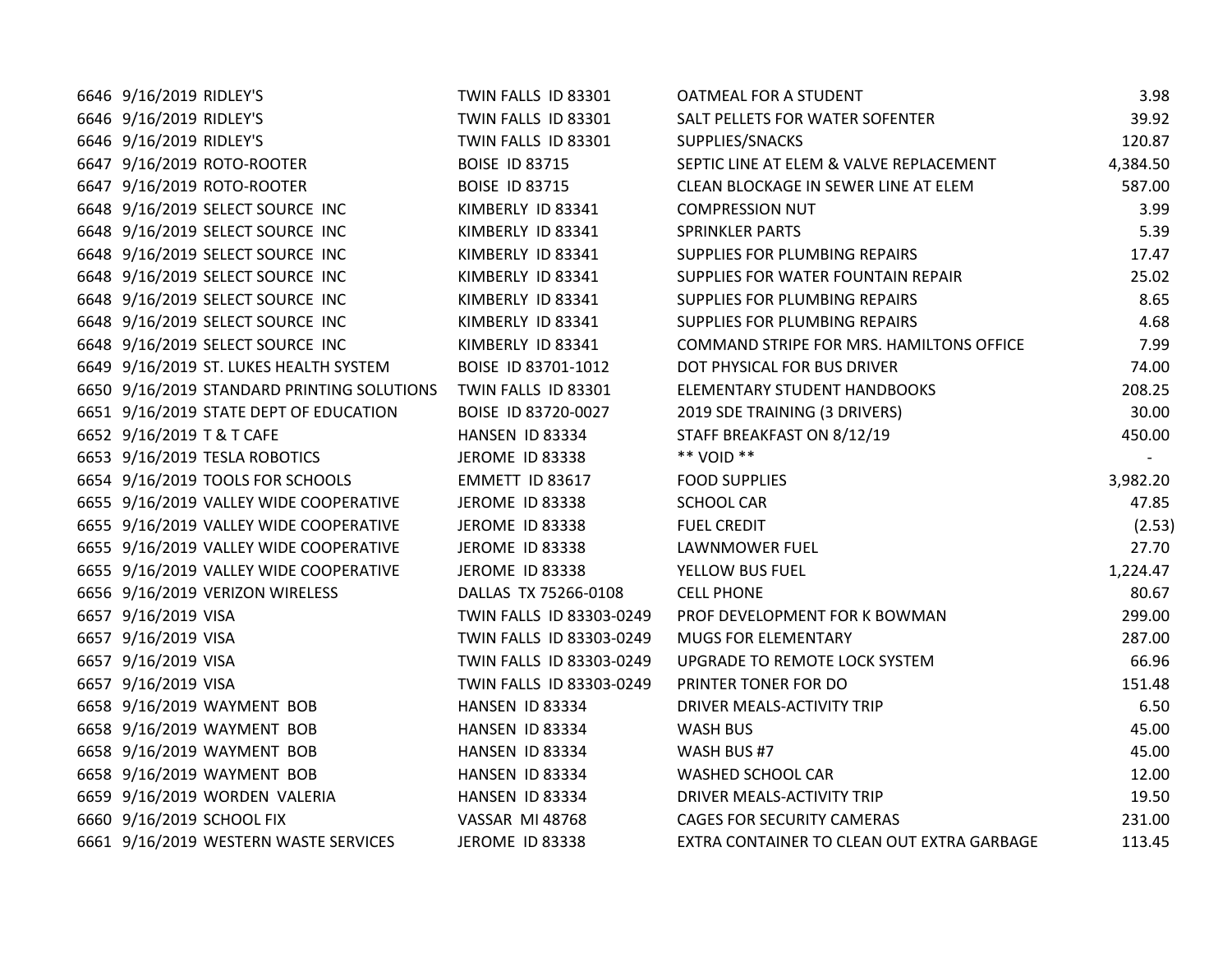| | | | | | |
|---|---|---|---|---|---|
| 6646 | 9/16/2019 | RIDLEY'S | TWIN FALLS ID 83301 | OATMEAL FOR A STUDENT | 3.98 |
| 6646 | 9/16/2019 | RIDLEY'S | TWIN FALLS ID 83301 | SALT PELLETS FOR WATER SOFENTER | 39.92 |
| 6646 | 9/16/2019 | RIDLEY'S | TWIN FALLS ID 83301 | SUPPLIES/SNACKS | 120.87 |
| 6647 | 9/16/2019 | ROTO-ROOTER | BOISE ID 83715 | SEPTIC LINE AT ELEM & VALVE REPLACEMENT | 4,384.50 |
| 6647 | 9/16/2019 | ROTO-ROOTER | BOISE ID 83715 | CLEAN BLOCKAGE IN SEWER LINE AT ELEM | 587.00 |
| 6648 | 9/16/2019 | SELECT SOURCE INC | KIMBERLY ID 83341 | COMPRESSION NUT | 3.99 |
| 6648 | 9/16/2019 | SELECT SOURCE INC | KIMBERLY ID 83341 | SPRINKLER PARTS | 5.39 |
| 6648 | 9/16/2019 | SELECT SOURCE INC | KIMBERLY ID 83341 | SUPPLIES FOR PLUMBING REPAIRS | 17.47 |
| 6648 | 9/16/2019 | SELECT SOURCE INC | KIMBERLY ID 83341 | SUPPLIES FOR WATER FOUNTAIN REPAIR | 25.02 |
| 6648 | 9/16/2019 | SELECT SOURCE INC | KIMBERLY ID 83341 | SUPPLIES FOR PLUMBING REPAIRS | 8.65 |
| 6648 | 9/16/2019 | SELECT SOURCE INC | KIMBERLY ID 83341 | SUPPLIES FOR PLUMBING REPAIRS | 4.68 |
| 6648 | 9/16/2019 | SELECT SOURCE INC | KIMBERLY ID 83341 | COMMAND STRIPE FOR MRS. HAMILTONS OFFICE | 7.99 |
| 6649 | 9/16/2019 | ST. LUKES HEALTH SYSTEM | BOISE ID 83701-1012 | DOT PHYSICAL FOR BUS DRIVER | 74.00 |
| 6650 | 9/16/2019 | STANDARD PRINTING SOLUTIONS | TWIN FALLS ID 83301 | ELEMENTARY STUDENT HANDBOOKS | 208.25 |
| 6651 | 9/16/2019 | STATE DEPT OF EDUCATION | BOISE ID 83720-0027 | 2019 SDE TRAINING (3 DRIVERS) | 30.00 |
| 6652 | 9/16/2019 | T & T CAFE | HANSEN ID 83334 | STAFF BREAKFAST ON 8/12/19 | 450.00 |
| 6653 | 9/16/2019 | TESLA ROBOTICS | JEROME ID 83338 | ** VOID ** | - |
| 6654 | 9/16/2019 | TOOLS FOR SCHOOLS | EMMETT ID 83617 | FOOD SUPPLIES | 3,982.20 |
| 6655 | 9/16/2019 | VALLEY WIDE COOPERATIVE | JEROME ID 83338 | SCHOOL CAR | 47.85 |
| 6655 | 9/16/2019 | VALLEY WIDE COOPERATIVE | JEROME ID 83338 | FUEL CREDIT | (2.53) |
| 6655 | 9/16/2019 | VALLEY WIDE COOPERATIVE | JEROME ID 83338 | LAWNMOWER FUEL | 27.70 |
| 6655 | 9/16/2019 | VALLEY WIDE COOPERATIVE | JEROME ID 83338 | YELLOW BUS FUEL | 1,224.47 |
| 6656 | 9/16/2019 | VERIZON WIRELESS | DALLAS TX 75266-0108 | CELL PHONE | 80.67 |
| 6657 | 9/16/2019 | VISA | TWIN FALLS ID 83303-0249 | PROF DEVELOPMENT FOR K BOWMAN | 299.00 |
| 6657 | 9/16/2019 | VISA | TWIN FALLS ID 83303-0249 | MUGS FOR ELEMENTARY | 287.00 |
| 6657 | 9/16/2019 | VISA | TWIN FALLS ID 83303-0249 | UPGRADE TO REMOTE LOCK SYSTEM | 66.96 |
| 6657 | 9/16/2019 | VISA | TWIN FALLS ID 83303-0249 | PRINTER TONER FOR DO | 151.48 |
| 6658 | 9/16/2019 | WAYMENT BOB | HANSEN ID 83334 | DRIVER MEALS-ACTIVITY TRIP | 6.50 |
| 6658 | 9/16/2019 | WAYMENT BOB | HANSEN ID 83334 | WASH BUS | 45.00 |
| 6658 | 9/16/2019 | WAYMENT BOB | HANSEN ID 83334 | WASH BUS #7 | 45.00 |
| 6658 | 9/16/2019 | WAYMENT BOB | HANSEN ID 83334 | WASHED SCHOOL CAR | 12.00 |
| 6659 | 9/16/2019 | WORDEN VALERIA | HANSEN ID 83334 | DRIVER MEALS-ACTIVITY TRIP | 19.50 |
| 6660 | 9/16/2019 | SCHOOL FIX | VASSAR MI 48768 | CAGES FOR SECURITY CAMERAS | 231.00 |
| 6661 | 9/16/2019 | WESTERN WASTE SERVICES | JEROME ID 83338 | EXTRA CONTAINER TO CLEAN OUT EXTRA GARBAGE | 113.45 |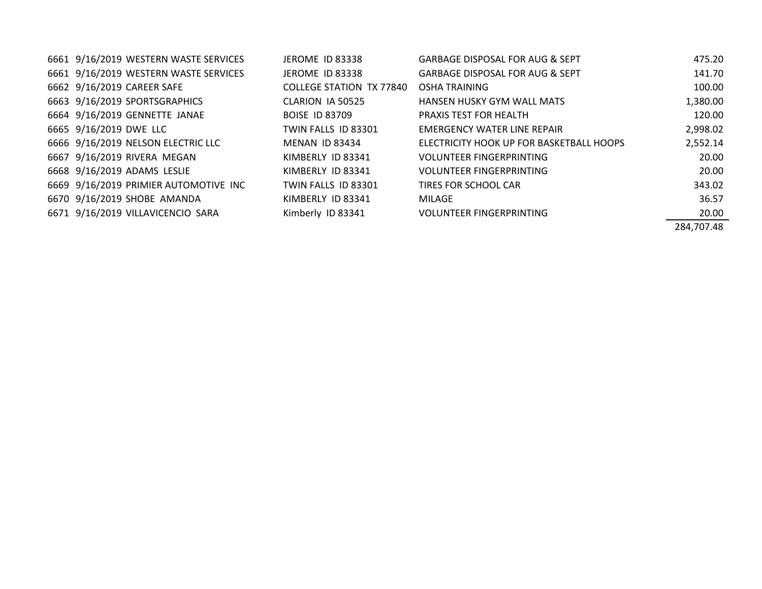| | | | | | |
|---|---|---|---|---|---|
| 6661 | 9/16/2019 | WESTERN WASTE SERVICES | JEROME ID 83338 | GARBAGE DISPOSAL FOR AUG & SEPT | 475.20 |
| 6661 | 9/16/2019 | WESTERN WASTE SERVICES | JEROME ID 83338 | GARBAGE DISPOSAL FOR AUG & SEPT | 141.70 |
| 6662 | 9/16/2019 | CAREER SAFE | COLLEGE STATION TX 77840 | OSHA TRAINING | 100.00 |
| 6663 | 9/16/2019 | SPORTSGRAPHICS | CLARION IA 50525 | HANSEN HUSKY GYM WALL MATS | 1,380.00 |
| 6664 | 9/16/2019 | GENNETTE JANAE | BOISE ID 83709 | PRAXIS TEST FOR HEALTH | 120.00 |
| 6665 | 9/16/2019 | DWE LLC | TWIN FALLS ID 83301 | EMERGENCY WATER LINE REPAIR | 2,998.02 |
| 6666 | 9/16/2019 | NELSON ELECTRIC LLC | MENAN ID 83434 | ELECTRICITY HOOK UP FOR BASKETBALL HOOPS | 2,552.14 |
| 6667 | 9/16/2019 | RIVERA MEGAN | KIMBERLY ID 83341 | VOLUNTEER FINGERPRINTING | 20.00 |
| 6668 | 9/16/2019 | ADAMS LESLIE | KIMBERLY ID 83341 | VOLUNTEER FINGERPRINTING | 20.00 |
| 6669 | 9/16/2019 | PRIMIER AUTOMOTIVE INC | TWIN FALLS ID 83301 | TIRES FOR SCHOOL CAR | 343.02 |
| 6670 | 9/16/2019 | SHOBE AMANDA | KIMBERLY ID 83341 | MILAGE | 36.57 |
| 6671 | 9/16/2019 | VILLAVICENCIO SARA | Kimberly ID 83341 | VOLUNTEER FINGERPRINTING | 20.00 |
| | | | | | 284,707.48 |